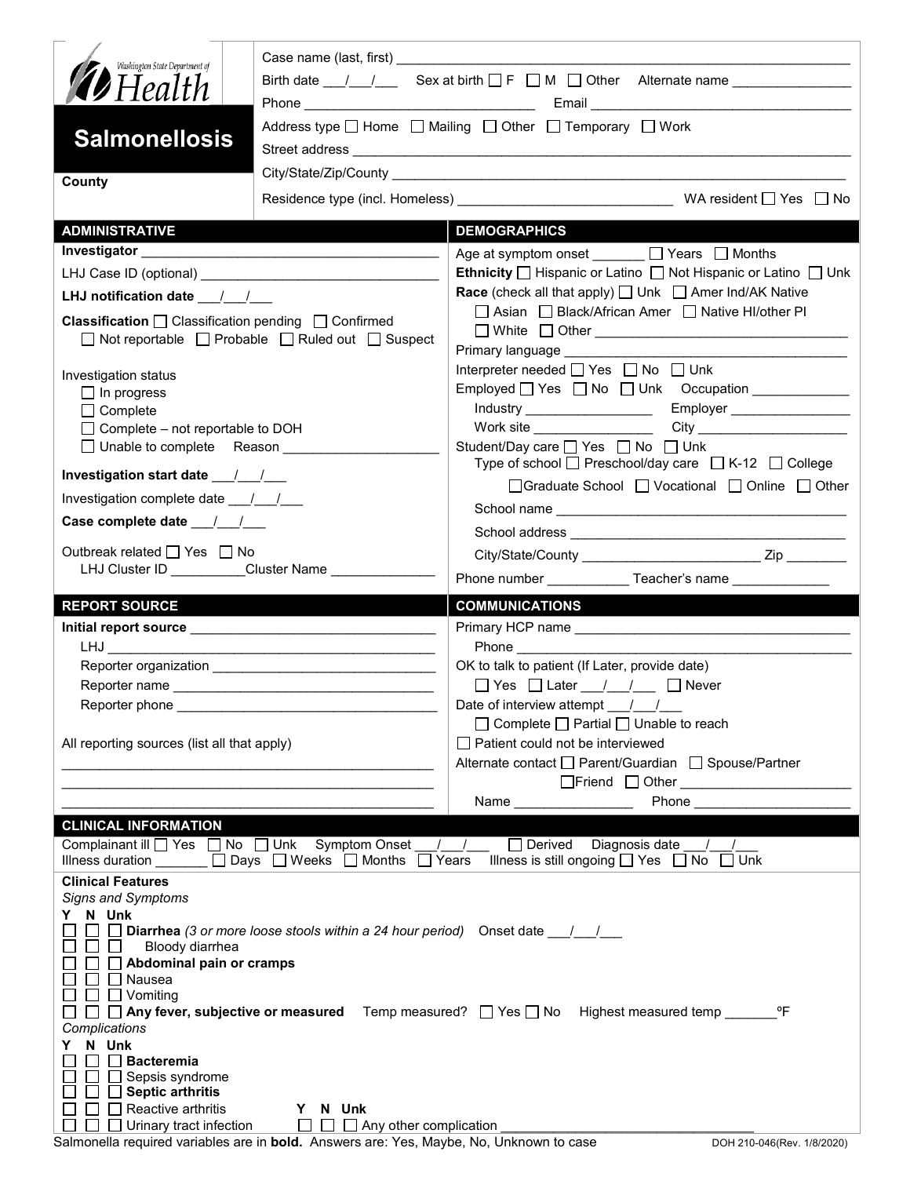Washington State Department of Health

# Salmonellosis

County

Case name (last, first) ___________________________________________

Birth date ___/___/___ Sex at birth ☐ F ☐ M ☐ Other Alternate name _______________

Phone ______________________________ Email ______________________________

Address type ☐ Home ☐ Mailing ☐ Other ☐ Temporary ☐ Work

Street address ___________________________________________

City/State/Zip/County ___________________________________________

Residence type (incl. Homeless) ____________________________ WA resident ☐ Yes ☐ No

## ADMINISTRATIVE

**Investigator** ______________________________

LHJ Case ID (optional) ______________________________

**LHJ notification date** ___/___/___

**Classification** ☐ Classification pending ☐ Confirmed
☐ Not reportable ☐ Probable ☐ Ruled out ☐ Suspect

Investigation status
☐ In progress
☐ Complete
☐ Complete – not reportable to DOH
☐ Unable to complete Reason ____________________

**Investigation start date** ___/___/___

Investigation complete date ___/___/___

**Case complete date** ___/___/___

Outbreak related ☐ Yes ☐ No
LHJ Cluster ID _________Cluster Name _____________

## DEMOGRAPHICS

Age at symptom onset _______ ☐ Years ☐ Months

**Ethnicity** ☐ Hispanic or Latino ☐ Not Hispanic or Latino ☐ Unk

**Race** (check all that apply) ☐ Unk ☐ Amer Ind/AK Native
☐ Asian ☐ Black/African Amer ☐ Native HI/other PI
☐ White ☐ Other ______________________________

Primary language ______________________________

Interpreter needed ☐ Yes ☐ No ☐ Unk

Employed ☐ Yes ☐ No ☐ Unk Occupation _____________
Industry _________________ Employer ________________
Work site ________________ City ____________________

Student/Day care ☐ Yes ☐ No ☐ Unk
Type of school ☐ Preschool/day care ☐ K-12 ☐ College
☐ Graduate School ☐ Vocational ☐ Online ☐ Other
School name ______________________________
School address ______________________________
City/State/County _______________________ Zip ________
Phone number ___________ Teacher's name _____________

## REPORT SOURCE

**Initial report source** ______________________________
LHJ ______________________________
Reporter organization ______________________________
Reporter name ______________________________
Reporter phone ______________________________

All reporting sources (list all that apply)
______________________________
______________________________
______________________________

## COMMUNICATIONS

Primary HCP name ______________________________
Phone ______________________________

OK to talk to patient (If Later, provide date)
☐ Yes ☐ Later ___/___/___ ☐ Never

Date of interview attempt ___/___/___
☐ Complete ☐ Partial ☐ Unable to reach

☐ Patient could not be interviewed

Alternate contact ☐ Parent/Guardian ☐ Spouse/Partner
☐ Friend ☐ Other ______________________
Name ________________ Phone ____________________

## CLINICAL INFORMATION

Complainant ill ☐ Yes ☐ No ☐ Unk Symptom Onset ___/___/___ ☐ Derived Diagnosis date ___/___/___
Illness duration _______ ☐ Days ☐ Weeks ☐ Months ☐ Years Illness is still ongoing ☐ Yes ☐ No ☐ Unk

**Clinical Features**

*Signs and Symptoms*

Y N Unk
☐ ☐ ☐ **Diarrhea** *(3 or more loose stools within a 24 hour period)* Onset date ___/___/___
☐ ☐ ☐ Bloody diarrhea
☐ ☐ ☐ **Abdominal pain or cramps**
☐ ☐ ☐ Nausea
☐ ☐ ☐ Vomiting
☐ ☐ ☐ **Any fever, subjective or measured** Temp measured? ☐ Yes ☐ No Highest measured temp _______ºF

*Complications*

Y N Unk
☐ ☐ ☐ **Bacteremia**
☐ ☐ ☐ Sepsis syndrome
☐ ☐ ☐ **Septic arthritis**
☐ ☐ ☐ Reactive arthritis
☐ ☐ ☐ Urinary tract infection

Y N Unk
☐ ☐ ☐ Any other complication ______________________________

Salmonella required variables are in **bold**. Answers are: Yes, Maybe, No, Unknown to case

DOH 210-046(Rev. 1/8/2020)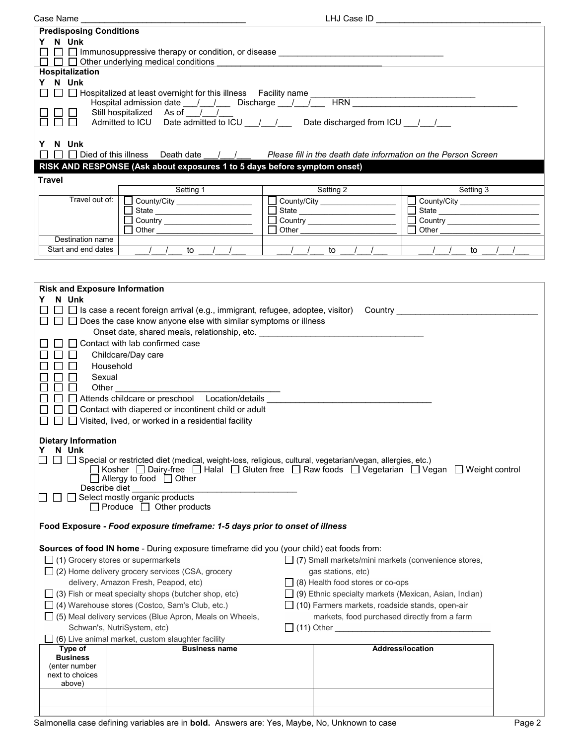Case Name ______________________________ LHJ Case ID ______________________________

**Predisposing Conditions**

Y N Unk

☐ ☐ ☐ Immunosuppressive therapy or condition, or disease ______________________________

☐ ☐ ☐ Other underlying medical conditions ______________________________

**Hospitalization**

Y N Unk

☐ ☐ ☐ Hospitalized at least overnight for this illness Facility name ______________________________

Hospital admission date ___/___/___ Discharge ___/___/___ HRN ______________________________

☐ ☐ ☐ Still hospitalized As of ___/___/___

☐ ☐ ☐ Admitted to ICU Date admitted to ICU ___/___/___ Date discharged from ICU ___/___/___

Y N Unk

☐ ☐ ☐ Died of this illness Death date ___/___/___ *Please fill in the death date information on the Person Screen*

## RISK AND RESPONSE (Ask about exposures 1 to 5 days before symptom onset)

**Travel**

| | Setting 1 | Setting 2 | Setting 3 |
|---|---|---|---|
| Travel out of: | ☐ County/City ________ ☐ State ________ ☐ Country ________ ☐ Other ________ | ☐ County/City ________ ☐ State ________ ☐ Country ________ ☐ Other ________ | ☐ County/City ________ ☐ State ________ ☐ Country ________ ☐ Other ________ |
| Destination name | | | |
| Start and end dates | ___/___/___ to ___/___/___ | ___/___/___ to ___/___/___ | ___/___/___ to ___/___/___ |

**Risk and Exposure Information**

Y N Unk

☐ ☐ ☐ Is case a recent foreign arrival (e.g., immigrant, refugee, adoptee, visitor) Country ______________________________

☐ ☐ ☐ Does the case know anyone else with similar symptoms or illness

Onset date, shared meals, relationship, etc. ______________________________

☐ ☐ ☐ Contact with lab confirmed case

☐ ☐ ☐ Childcare/Day care

☐ ☐ ☐ Household

☐ ☐ ☐ Sexual

☐ ☐ ☐ Other ______________________________

☐ ☐ ☐ Attends childcare or preschool Location/details ______________________________

☐ ☐ ☐ Contact with diapered or incontinent child or adult

☐ ☐ ☐ Visited, lived, or worked in a residential facility

**Dietary Information**

Y N Unk

☐ ☐ ☐ Special or restricted diet (medical, weight-loss, religious, cultural, vegetarian/vegan, allergies, etc.)

☐ Kosher ☐ Dairy-free ☐ Halal ☐ Gluten free ☐ Raw foods ☐ Vegetarian ☐ Vegan ☐ Weight control ☐ Allergy to food ☐ Other

Describe diet ______________________________

☐ ☐ ☐ Select mostly organic products

☐ Produce ☐ Other products

**Food Exposure -** ***Food exposure timeframe: 1-5 days prior to onset of illness***

**Sources of food IN home** - During exposure timeframe did you (your child) eat foods from:

☐ (1) Grocery stores or supermarkets

☐ (2) Home delivery grocery services (CSA, grocery delivery, Amazon Fresh, Peapod, etc)

☐ (3) Fish or meat specialty shops (butcher shop, etc)

☐ (4) Warehouse stores (Costco, Sam's Club, etc.)

☐ (5) Meal delivery services (Blue Apron, Meals on Wheels, Schwan's, NutriSystem, etc)

☐ (6) Live animal market, custom slaughter facility

☐ (7) Small markets/mini markets (convenience stores, gas stations, etc)

☐ (8) Health food stores or co-ops

☐ (9) Ethnic specialty markets (Mexican, Asian, Indian)

☐ (10) Farmers markets, roadside stands, open-air markets, food purchased directly from a farm

☐ (11) Other ______________________________

| Type of Business (enter number next to choices above) | Business name | Address/location |
|---|---|---|
| | | |
| | | |

Salmonella case defining variables are in **bold**. Answers are: Yes, Maybe, No, Unknown to case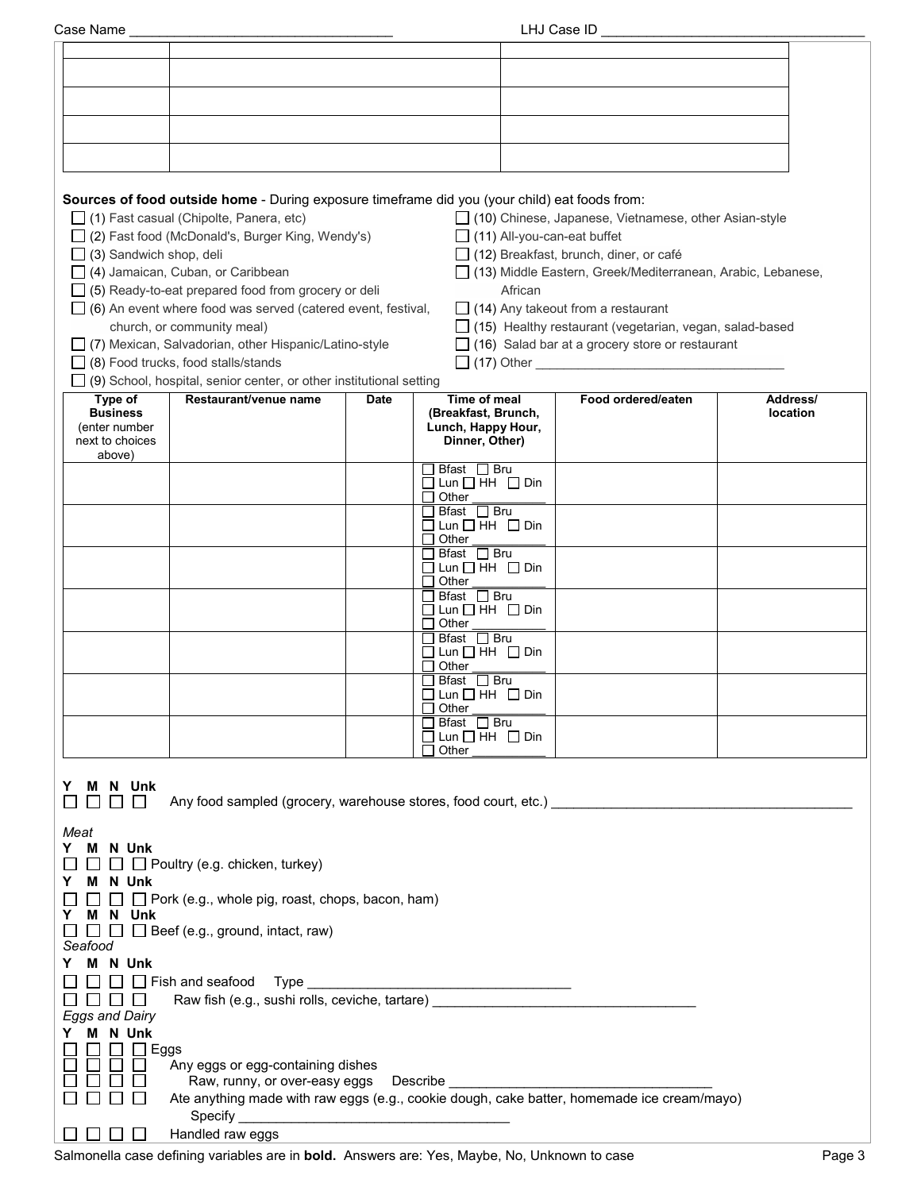Case Name ___________________________________ LHJ Case ID ___________________________________

| | | |
|---|---|---|
| | | |
| | | |
| | | |
| | | |
| | | |

**Sources of food outside home** - During exposure timeframe did you (your child) eat foods from:

- ☐ (1) Fast casual (Chipolte, Panera, etc)
- ☐ (2) Fast food (McDonald's, Burger King, Wendy's)
- ☐ (3) Sandwich shop, deli
- ☐ (4) Jamaican, Cuban, or Caribbean
- ☐ (5) Ready-to-eat prepared food from grocery or deli
- ☐ (6) An event where food was served (catered event, festival, church, or community meal)
- ☐ (7) Mexican, Salvadorian, other Hispanic/Latino-style
- ☐ (8) Food trucks, food stalls/stands
- ☐ (9) School, hospital, senior center, or other institutional setting
- ☐ (10) Chinese, Japanese, Vietnamese, other Asian-style
- ☐ (11) All-you-can-eat buffet
- ☐ (12) Breakfast, brunch, diner, or café
- ☐ (13) Middle Eastern, Greek/Mediterranean, Arabic, Lebanese, African
- ☐ (14) Any takeout from a restaurant
- ☐ (15) Healthy restaurant (vegetarian, vegan, salad-based
- ☐ (16) Salad bar at a grocery store or restaurant
- ☐ (17) Other ___________________________________

| Type of Business (enter number next to choices above) | Restaurant/venue name | Date | Time of meal (Breakfast, Brunch, Lunch, Happy Hour, Dinner, Other) | Food ordered/eaten | Address/ location |
|---|---|---|---|---|---|
| | | | ☐ Bfast ☐ Bru ☐ Lun ☐ HH ☐ Din ☐ Other ________ | | |
| | | | ☐ Bfast ☐ Bru ☐ Lun ☐ HH ☐ Din ☐ Other ________ | | |
| | | | ☐ Bfast ☐ Bru ☐ Lun ☐ HH ☐ Din ☐ Other ________ | | |
| | | | ☐ Bfast ☐ Bru ☐ Lun ☐ HH ☐ Din ☐ Other ________ | | |
| | | | ☐ Bfast ☐ Bru ☐ Lun ☐ HH ☐ Din ☐ Other ________ | | |
| | | | ☐ Bfast ☐ Bru ☐ Lun ☐ HH ☐ Din ☐ Other ________ | | |
| | | | ☐ Bfast ☐ Bru ☐ Lun ☐ HH ☐ Din ☐ Other ________ | | |

**Y M N Unk**
☐ ☐ ☐ ☐ Any food sampled (grocery, warehouse stores, food court, etc.) ________________________________________

*Meat*

**Y M N Unk**
☐ ☐ ☐ ☐ Poultry (e.g. chicken, turkey)

**Y M N Unk**
☐ ☐ ☐ ☐ Pork (e.g., whole pig, roast, chops, bacon, ham)

**Y M N Unk**
☐ ☐ ☐ ☐ Beef (e.g., ground, intact, raw)

*Seafood*

**Y M N Unk**
☐ ☐ ☐ ☐ Fish and seafood Type ___________________________________
☐ ☐ ☐ ☐ Raw fish (e.g., sushi rolls, ceviche, tartare) ___________________________________

*Eggs and Dairy*

**Y M N Unk**
☐ ☐ ☐ ☐ Eggs
☐ ☐ ☐ ☐ Any eggs or egg-containing dishes
☐ ☐ ☐ ☐ Raw, runny, or over-easy eggs Describe ___________________________________
☐ ☐ ☐ ☐ Ate anything made with raw eggs (e.g., cookie dough, cake batter, homemade ice cream/mayo) Specify ___________________________________
☐ ☐ ☐ ☐ Handled raw eggs

Salmonella case defining variables are in **bold**. Answers are: Yes, Maybe, No, Unknown to case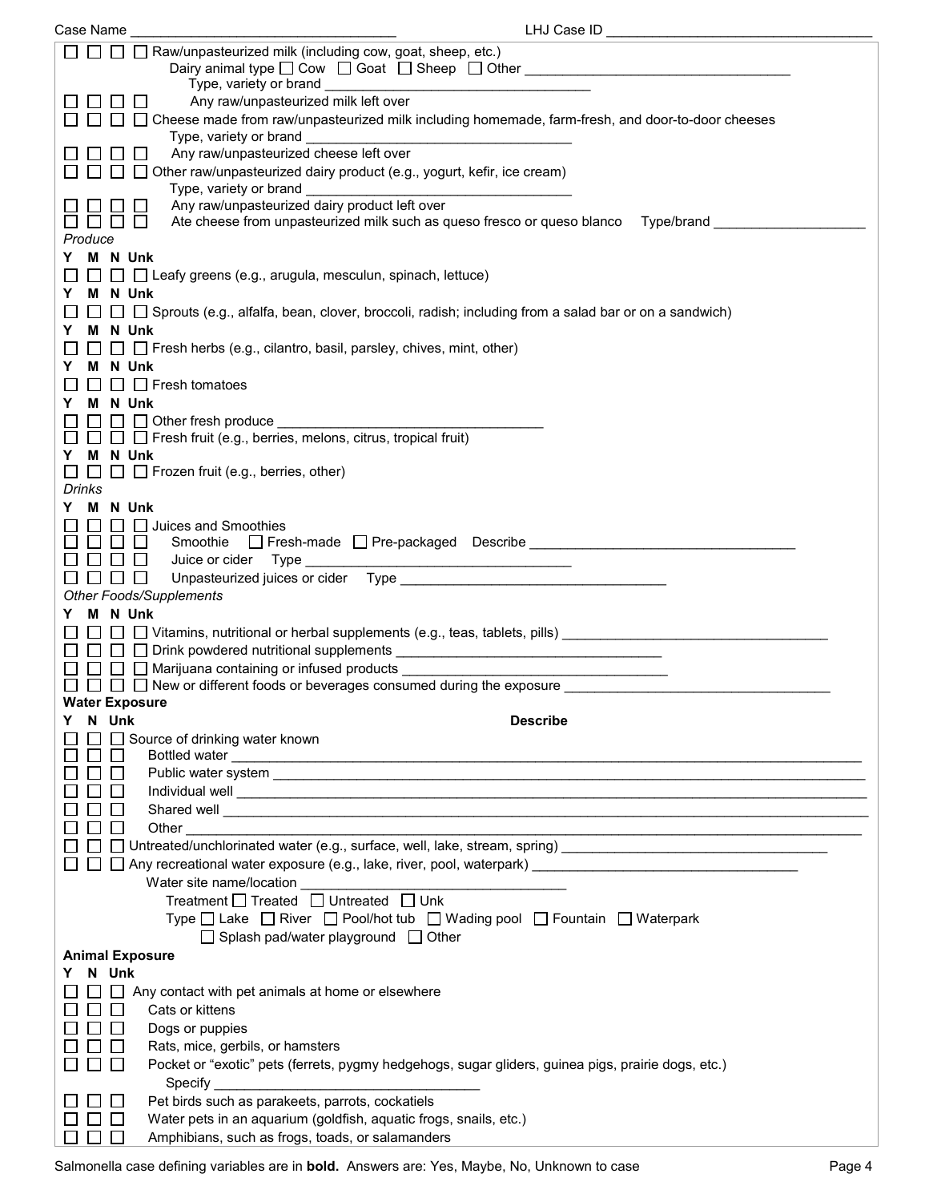Case Name ______________________ LHJ Case ID ______________________

☐ ☐ ☐ ☐ Raw/unpasteurized milk (including cow, goat, sheep, etc.)
Dairy animal type ☐ Cow ☐ Goat ☐ Sheep ☐ Other ______________________
Type, variety or brand ______________________
☐ ☐ ☐ ☐ Any raw/unpasteurized milk left over
☐ ☐ ☐ ☐ Cheese made from raw/unpasteurized milk including homemade, farm-fresh, and door-to-door cheeses
Type, variety or brand ______________________
☐ ☐ ☐ ☐ Any raw/unpasteurized cheese left over
☐ ☐ ☐ ☐ Other raw/unpasteurized dairy product (e.g., yogurt, kefir, ice cream)
Type, variety or brand ______________________
☐ ☐ ☐ ☐ Any raw/unpasteurized dairy product left over
☐ ☐ ☐ ☐ Ate cheese from unpasteurized milk such as queso fresco or queso blanco Type/brand ______________________

*Produce*

**Y M N Unk**
☐ ☐ ☐ ☐ Leafy greens (e.g., arugula, mesculun, spinach, lettuce)
**Y M N Unk**
☐ ☐ ☐ ☐ Sprouts (e.g., alfalfa, bean, clover, broccoli, radish; including from a salad bar or on a sandwich)
**Y M N Unk**
☐ ☐ ☐ ☐ Fresh herbs (e.g., cilantro, basil, parsley, chives, mint, other)
**Y M N Unk**
☐ ☐ ☐ ☐ Fresh tomatoes
**Y M N Unk**
☐ ☐ ☐ ☐ Other fresh produce ______________________
☐ ☐ ☐ ☐ Fresh fruit (e.g., berries, melons, citrus, tropical fruit)
**Y M N Unk**
☐ ☐ ☐ ☐ Frozen fruit (e.g., berries, other)

*Drinks*

**Y M N Unk**
☐ ☐ ☐ ☐ Juices and Smoothies
☐ ☐ ☐ ☐ Smoothie ☐ Fresh-made ☐ Pre-packaged Describe ______________________
☐ ☐ ☐ ☐ Juice or cider Type ______________________
☐ ☐ ☐ ☐ Unpasteurized juices or cider Type ______________________

*Other Foods/Supplements*

**Y M N Unk**
☐ ☐ ☐ ☐ Vitamins, nutritional or herbal supplements (e.g., teas, tablets, pills) ______________________
☐ ☐ ☐ ☐ Drink powdered nutritional supplements ______________________
☐ ☐ ☐ ☐ Marijuana containing or infused products ______________________
☐ ☐ ☐ ☐ New or different foods or beverages consumed during the exposure ______________________

**Water Exposure**

**Y N Unk** **Describe**
☐ ☐ ☐ Source of drinking water known
☐ ☐ ☐ Bottled water ______________________
☐ ☐ ☐ Public water system ______________________
☐ ☐ ☐ Individual well ______________________
☐ ☐ ☐ Shared well ______________________
☐ ☐ ☐ Other ______________________
☐ ☐ ☐ Untreated/unchlorinated water (e.g., surface, well, lake, stream, spring) ______________________
☐ ☐ ☐ Any recreational water exposure (e.g., lake, river, pool, waterpark) ______________________
Water site name/location ______________________
Treatment ☐ Treated ☐ Untreated ☐ Unk
Type ☐ Lake ☐ River ☐ Pool/hot tub ☐ Wading pool ☐ Fountain ☐ Waterpark
☐ Splash pad/water playground ☐ Other

**Animal Exposure**

**Y N Unk**
☐ ☐ ☐ Any contact with pet animals at home or elsewhere
☐ ☐ ☐ Cats or kittens
☐ ☐ ☐ Dogs or puppies
☐ ☐ ☐ Rats, mice, gerbils, or hamsters
☐ ☐ ☐ Pocket or "exotic" pets (ferrets, pygmy hedgehogs, sugar gliders, guinea pigs, prairie dogs, etc.)
Specify ______________________
☐ ☐ ☐ Pet birds such as parakeets, parrots, cockatiels
☐ ☐ ☐ Water pets in an aquarium (goldfish, aquatic frogs, snails, etc.)
☐ ☐ ☐ Amphibians, such as frogs, toads, or salamanders

Salmonella case defining variables are in **bold.** Answers are: Yes, Maybe, No, Unknown to case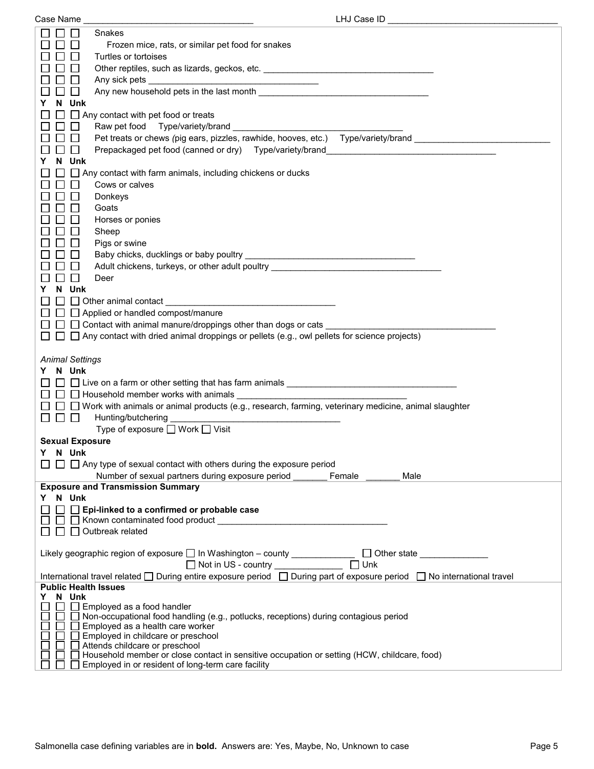Case Name ________________________________ LHJ Case ID ________________________________

- ☐ ☐ ☐ Snakes
- ☐ ☐ ☐ Frozen mice, rats, or similar pet food for snakes
- ☐ ☐ ☐ Turtles or tortoises
- ☐ ☐ ☐ Other reptiles, such as lizards, geckos, etc. ________________________________
- ☐ ☐ ☐ Any sick pets ________________________________
- ☐ ☐ ☐ Any new household pets in the last month ________________________________

**Y N Unk**

- ☐ ☐ ☐ Any contact with pet food or treats
- ☐ ☐ ☐ Raw pet food Type/variety/brand ________________________________
- ☐ ☐ ☐ Pet treats or chews (pig ears, pizzles, rawhide, hooves, etc.) Type/variety/brand ________________________________
- ☐ ☐ ☐ Prepackaged pet food (canned or dry) Type/variety/brand________________________________

**Y N Unk**

- ☐ ☐ ☐ Any contact with farm animals, including chickens or ducks
- ☐ ☐ ☐ Cows or calves
- ☐ ☐ ☐ Donkeys
- ☐ ☐ ☐ Goats
- ☐ ☐ ☐ Horses or ponies
- ☐ ☐ ☐ Sheep
- ☐ ☐ ☐ Pigs or swine
- ☐ ☐ ☐ Baby chicks, ducklings or baby poultry ________________________________
- ☐ ☐ ☐ Adult chickens, turkeys, or other adult poultry ________________________________
- ☐ ☐ ☐ Deer

**Y N Unk**

- ☐ ☐ ☐ Other animal contact ________________________________
- ☐ ☐ ☐ Applied or handled compost/manure
- ☐ ☐ ☐ Contact with animal manure/droppings other than dogs or cats ________________________________
- ☐ ☐ ☐ Any contact with dried animal droppings or pellets (e.g., owl pellets for science projects)

*Animal Settings*

**Y N Unk**

- ☐ ☐ ☐ Live on a farm or other setting that has farm animals ________________________________
- ☐ ☐ ☐ Household member works with animals ________________________________
- ☐ ☐ ☐ Work with animals or animal products (e.g., research, farming, veterinary medicine, animal slaughter
- ☐ ☐ ☐ Hunting/butchering ________________________________
  Type of exposure ☐ Work ☐ Visit

**Sexual Exposure**

**Y N Unk**

- ☐ ☐ ☐ Any type of sexual contact with others during the exposure period
  Number of sexual partners during exposure period _______ Female _______ Male

**Exposure and Transmission Summary**

**Y N Unk**

- ☐ ☐ ☐ **Epi-linked to a confirmed or probable case**
- ☐ ☐ ☐ Known contaminated food product ________________________________
- ☐ ☐ ☐ Outbreak related

Likely geographic region of exposure ☐ In Washington – county _____________ ☐ Other state ______________
☐ Not in US - country ______________ ☐ Unk

International travel related ☐ During entire exposure period ☐ During part of exposure period ☐ No international travel

**Public Health Issues**

**Y N Unk**

- ☐ ☐ ☐ Employed as a food handler
- ☐ ☐ ☐ Non-occupational food handling (e.g., potlucks, receptions) during contagious period
- ☐ ☐ ☐ Employed as a health care worker
- ☐ ☐ ☐ Employed in childcare or preschool
- ☐ ☐ ☐ Attends childcare or preschool
- ☐ ☐ ☐ Household member or close contact in sensitive occupation or setting (HCW, childcare, food)
- ☐ ☐ ☐ Employed in or resident of long-term care facility

Salmonella case defining variables are in **bold.** Answers are: Yes, Maybe, No, Unknown to case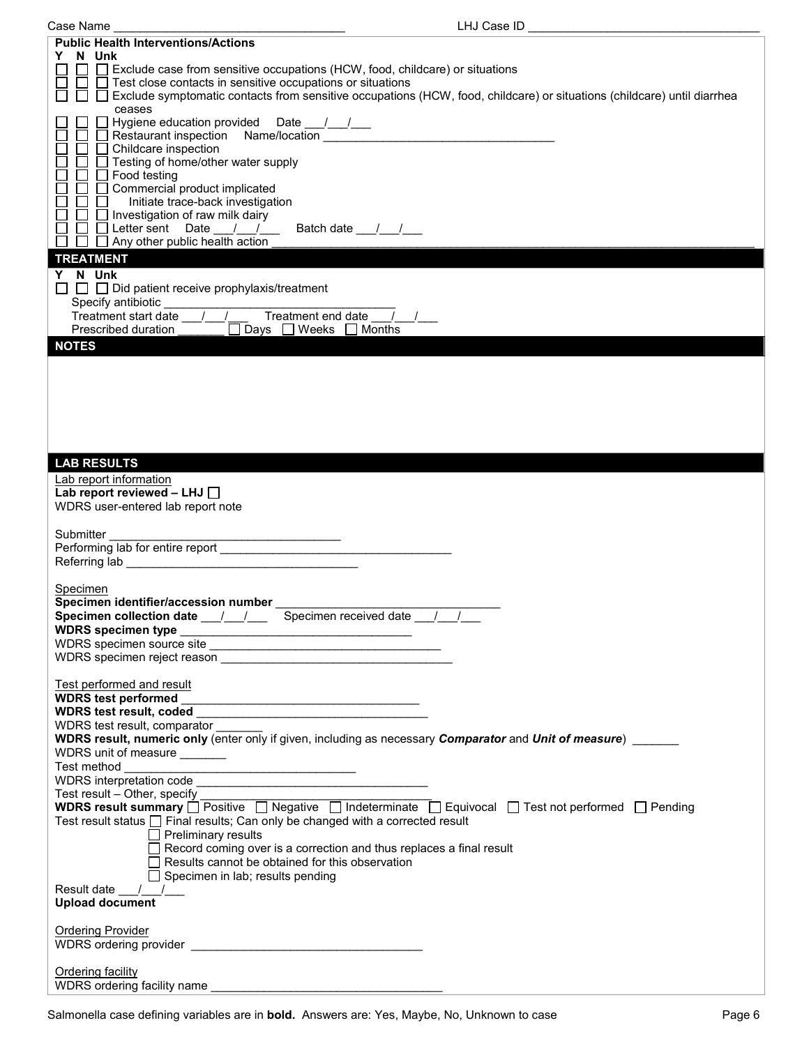Case Name ___________________________________ LHJ Case ID ___________________________________

**Public Health Interventions/Actions**

**Y N Unk**

☐ ☐ ☐ Exclude case from sensitive occupations (HCW, food, childcare) or situations
☐ ☐ ☐ Test close contacts in sensitive occupations or situations
☐ ☐ ☐ Exclude symptomatic contacts from sensitive occupations (HCW, food, childcare) or situations (childcare) until diarrhea ceases
☐ ☐ ☐ Hygiene education provided Date ___/___/___
☐ ☐ ☐ Restaurant inspection Name/location ___________________________________
☐ ☐ ☐ Childcare inspection
☐ ☐ ☐ Testing of home/other water supply
☐ ☐ ☐ Food testing
☐ ☐ ☐ Commercial product implicated
☐ ☐ ☐ Initiate trace-back investigation
☐ ☐ ☐ Investigation of raw milk dairy
☐ ☐ ☐ Letter sent Date ___/___/___ Batch date ___/___/___
☐ ☐ ☐ Any other public health action ___________________________________

## TREATMENT

**Y N Unk**

☐ ☐ ☐ Did patient receive prophylaxis/treatment

Specify antibiotic ___________________________________
Treatment start date ___/___/___ Treatment end date ___/___/___
Prescribed duration _______ ☐ Days ☐ Weeks ☐ Months

## NOTES

## LAB RESULTS

Lab report information
**Lab report reviewed – LHJ** ☐
WDRS user-entered lab report note

Submitter ___________________________________
Performing lab for entire report ___________________________________
Referring lab ___________________________________

Specimen
**Specimen identifier/accession number** ___________________________________
**Specimen collection date** ___/___/___ Specimen received date ___/___/___
**WDRS specimen type** ___________________________________
WDRS specimen source site ___________________________________
WDRS specimen reject reason ___________________________________

Test performed and result
**WDRS test performed** ___________________________________
**WDRS test result, coded** ___________________________________
WDRS test result, comparator _______
**WDRS result, numeric only** (enter only if given, including as necessary ***Comparator*** and ***Unit of measure***) _______
WDRS unit of measure _______
Test method ___________________________________
WDRS interpretation code ___________________________________
Test result – Other, specify ___________________________________
**WDRS result summary** ☐ Positive ☐ Negative ☐ Indeterminate ☐ Equivocal ☐ Test not performed ☐ Pending
Test result status ☐ Final results; Can only be changed with a corrected result
☐ Preliminary results
☐ Record coming over is a correction and thus replaces a final result
☐ Results cannot be obtained for this observation
☐ Specimen in lab; results pending
Result date ___/___/___
**Upload document**

Ordering Provider
WDRS ordering provider ___________________________________

Ordering facility
WDRS ordering facility name ___________________________________

Salmonella case defining variables are in **bold**. Answers are: Yes, Maybe, No, Unknown to case